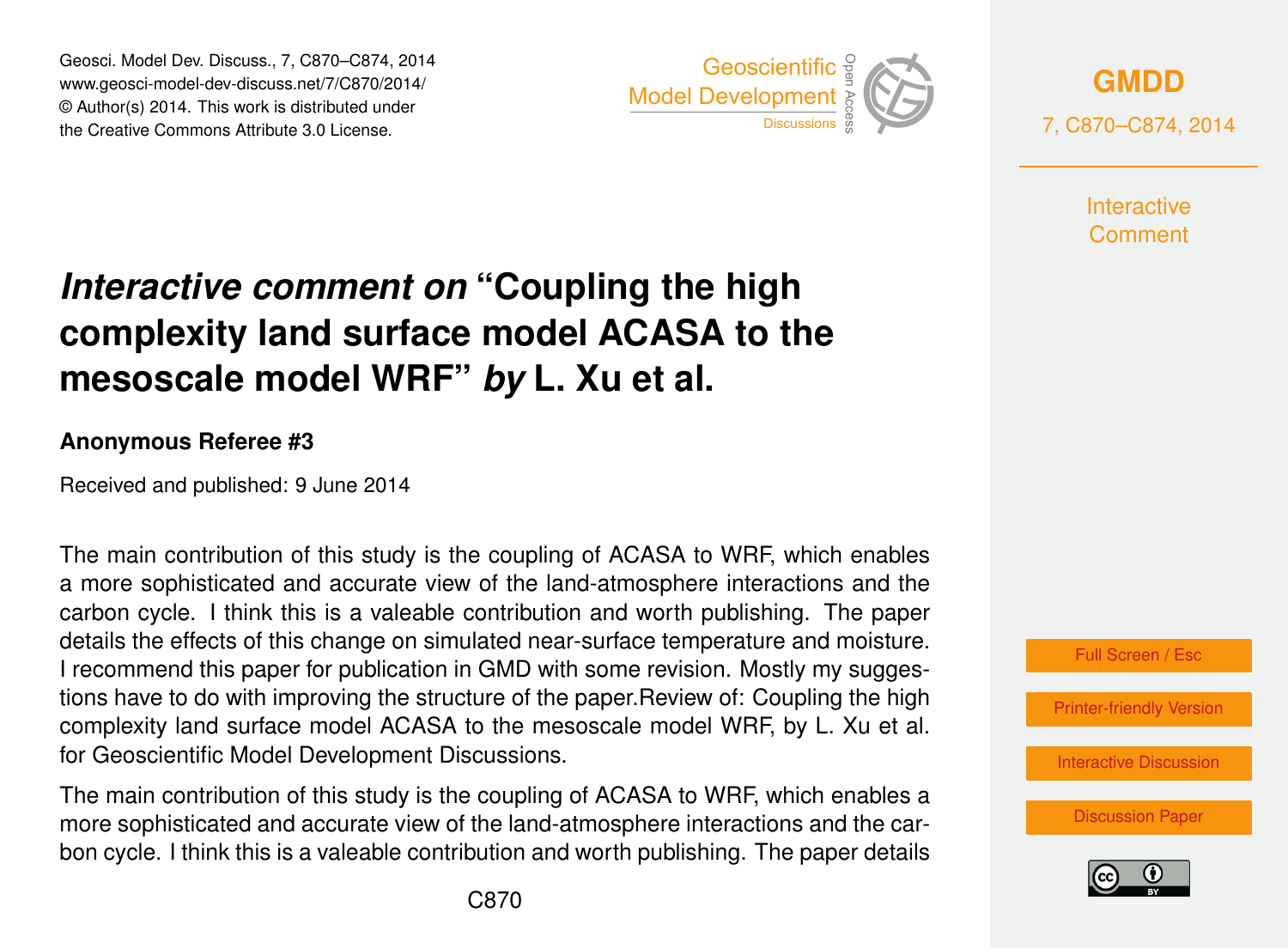# *Interactive comment on* "Coupling the high complexity land surface model ACASA to the mesoscale model WRF" *by* L. Xu et al.

**Anonymous Referee #3**

Received and published: 9 June 2014

The main contribution of this study is the coupling of ACASA to WRF, which enables a more sophisticated and accurate view of the land-atmosphere interactions and the carbon cycle. I think this is a valeable contribution and worth publishing. The paper details the effects of this change on simulated near-surface temperature and moisture. I recommend this paper for publication in GMD with some revision. Mostly my suggestions have to do with improving the structure of the paper.Review of: Coupling the high complexity land surface model ACASA to the mesoscale model WRF, by L. Xu et al. for Geoscientific Model Development Discussions.

The main contribution of this study is the coupling of ACASA to WRF, which enables a more sophisticated and accurate view of the land-atmosphere interactions and the carbon cycle. I think this is a valeable contribution and worth publishing. The paper details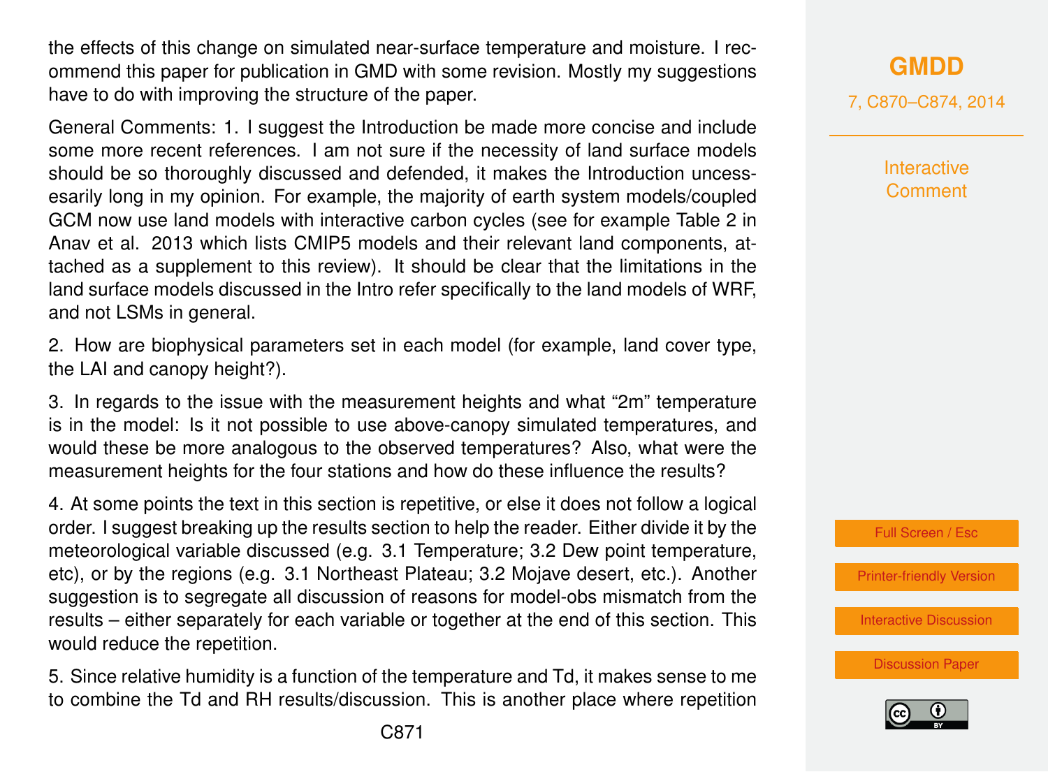the effects of this change on simulated near-surface temperature and moisture. I recommend this paper for publication in GMD with some revision. Mostly my suggestions have to do with improving the structure of the paper.

General Comments: 1. I suggest the Introduction be made more concise and include some more recent references. I am not sure if the necessity of land surface models should be so thoroughly discussed and defended, it makes the Introduction uncessesarily long in my opinion. For example, the majority of earth system models/coupled GCM now use land models with interactive carbon cycles (see for example Table 2 in Anav et al. 2013 which lists CMIP5 models and their relevant land components, attached as a supplement to this review). It should be clear that the limitations in the land surface models discussed in the Intro refer specifically to the land models of WRF, and not LSMs in general.

2. How are biophysical parameters set in each model (for example, land cover type, the LAI and canopy height?).

3. In regards to the issue with the measurement heights and what "2m" temperature is in the model: Is it not possible to use above-canopy simulated temperatures, and would these be more analogous to the observed temperatures? Also, what were the measurement heights for the four stations and how do these influence the results?

4. At some points the text in this section is repetitive, or else it does not follow a logical order. I suggest breaking up the results section to help the reader. Either divide it by the meteorological variable discussed (e.g. 3.1 Temperature; 3.2 Dew point temperature, etc), or by the regions (e.g. 3.1 Northeast Plateau; 3.2 Mojave desert, etc.). Another suggestion is to segregate all discussion of reasons for model-obs mismatch from the results – either separately for each variable or together at the end of this section. This would reduce the repetition.

5. Since relative humidity is a function of the temperature and Td, it makes sense to me to combine the Td and RH results/discussion. This is another place where repetition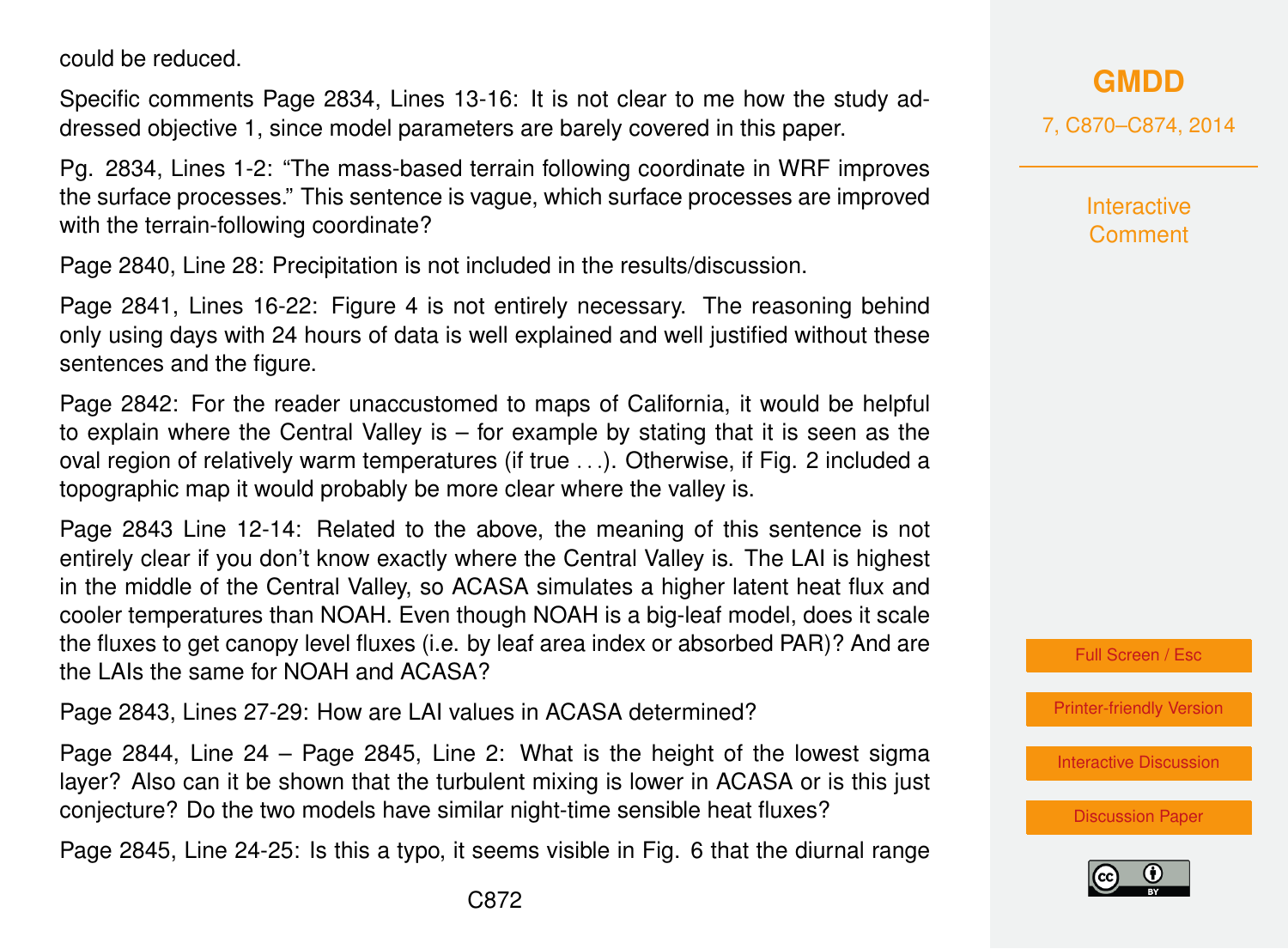could be reduced.

Specific comments Page 2834, Lines 13-16: It is not clear to me how the study addressed objective 1, since model parameters are barely covered in this paper.

Pg. 2834, Lines 1-2: "The mass-based terrain following coordinate in WRF improves the surface processes." This sentence is vague, which surface processes are improved with the terrain-following coordinate?

Page 2840, Line 28: Precipitation is not included in the results/discussion.

Page 2841, Lines 16-22: Figure 4 is not entirely necessary. The reasoning behind only using days with 24 hours of data is well explained and well justified without these sentences and the figure.

Page 2842: For the reader unaccustomed to maps of California, it would be helpful to explain where the Central Valley is – for example by stating that it is seen as the oval region of relatively warm temperatures (if true . . .). Otherwise, if Fig. 2 included a topographic map it would probably be more clear where the valley is.

Page 2843 Line 12-14: Related to the above, the meaning of this sentence is not entirely clear if you don't know exactly where the Central Valley is. The LAI is highest in the middle of the Central Valley, so ACASA simulates a higher latent heat flux and cooler temperatures than NOAH. Even though NOAH is a big-leaf model, does it scale the fluxes to get canopy level fluxes (i.e. by leaf area index or absorbed PAR)? And are the LAIs the same for NOAH and ACASA?

Page 2843, Lines 27-29: How are LAI values in ACASA determined?

Page 2844, Line 24 – Page 2845, Line 2: What is the height of the lowest sigma layer? Also can it be shown that the turbulent mixing is lower in ACASA or is this just conjecture? Do the two models have similar night-time sensible heat fluxes?

Page 2845, Line 24-25: Is this a typo, it seems visible in Fig. 6 that the diurnal range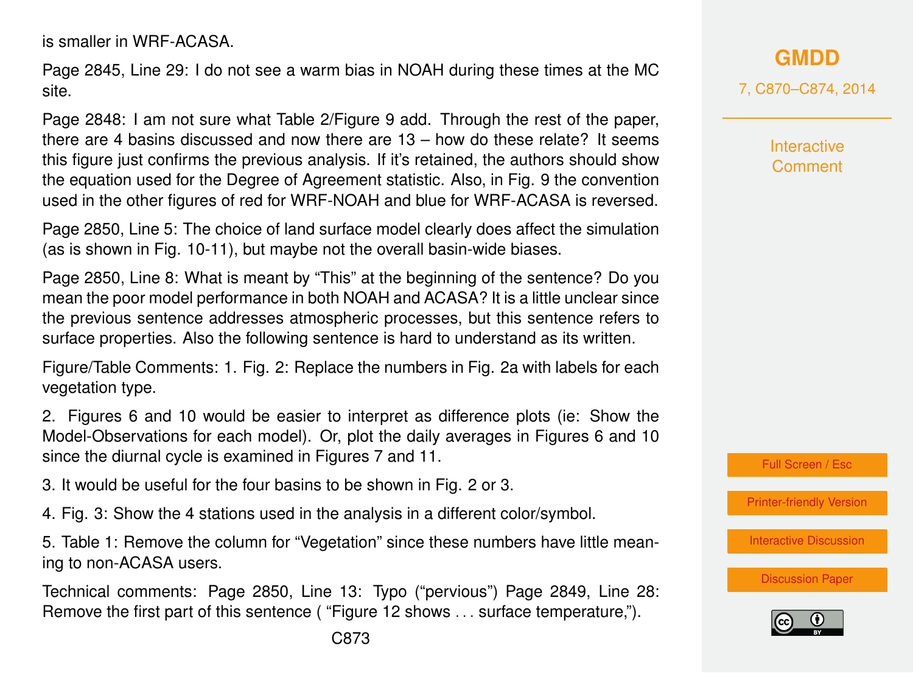is smaller in WRF-ACASA.

Page 2845, Line 29: I do not see a warm bias in NOAH during these times at the MC site.

Page 2848: I am not sure what Table 2/Figure 9 add. Through the rest of the paper, there are 4 basins discussed and now there are 13 – how do these relate? It seems this figure just confirms the previous analysis. If it's retained, the authors should show the equation used for the Degree of Agreement statistic. Also, in Fig. 9 the convention used in the other figures of red for WRF-NOAH and blue for WRF-ACASA is reversed.

Page 2850, Line 5: The choice of land surface model clearly does affect the simulation (as is shown in Fig. 10-11), but maybe not the overall basin-wide biases.

Page 2850, Line 8: What is meant by "This" at the beginning of the sentence? Do you mean the poor model performance in both NOAH and ACASA? It is a little unclear since the previous sentence addresses atmospheric processes, but this sentence refers to surface properties. Also the following sentence is hard to understand as its written.

Figure/Table Comments: 1. Fig. 2: Replace the numbers in Fig. 2a with labels for each vegetation type.

2. Figures 6 and 10 would be easier to interpret as difference plots (ie: Show the Model-Observations for each model). Or, plot the daily averages in Figures 6 and 10 since the diurnal cycle is examined in Figures 7 and 11.

3. It would be useful for the four basins to be shown in Fig. 2 or 3.

4. Fig. 3: Show the 4 stations used in the analysis in a different color/symbol.

5. Table 1: Remove the column for "Vegetation" since these numbers have little meaning to non-ACASA users.

Technical comments: Page 2850, Line 13: Typo ("pervious") Page 2849, Line 28: Remove the first part of this sentence ( "Figure 12 shows . . . surface temperature,").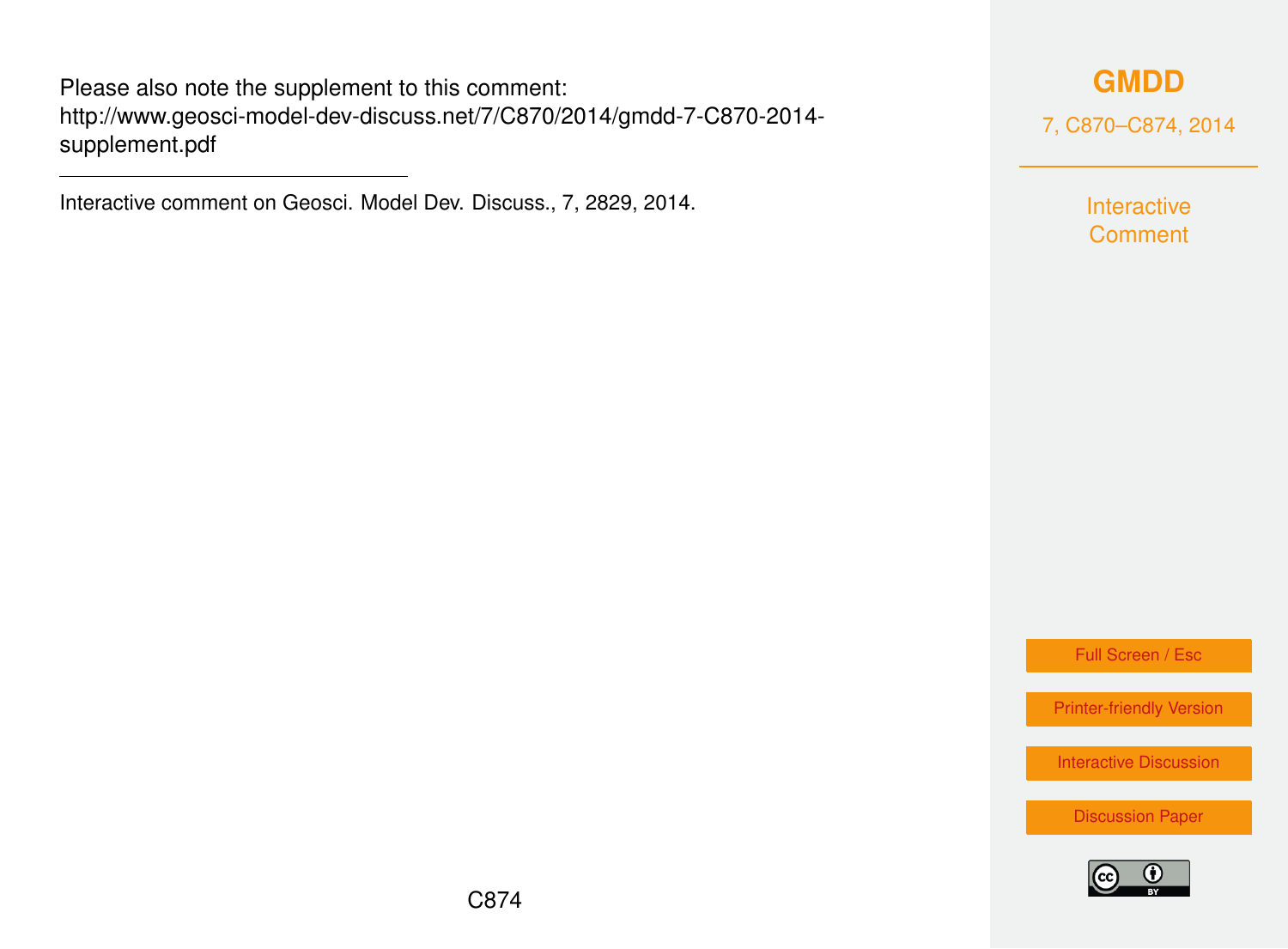Please also note the supplement to this comment:
http://www.geosci-model-dev-discuss.net/7/C870/2014/gmdd-7-C870-2014-supplement.pdf

---

Interactive comment on Geosci. Model Dev. Discuss., 7, 2829, 2014.